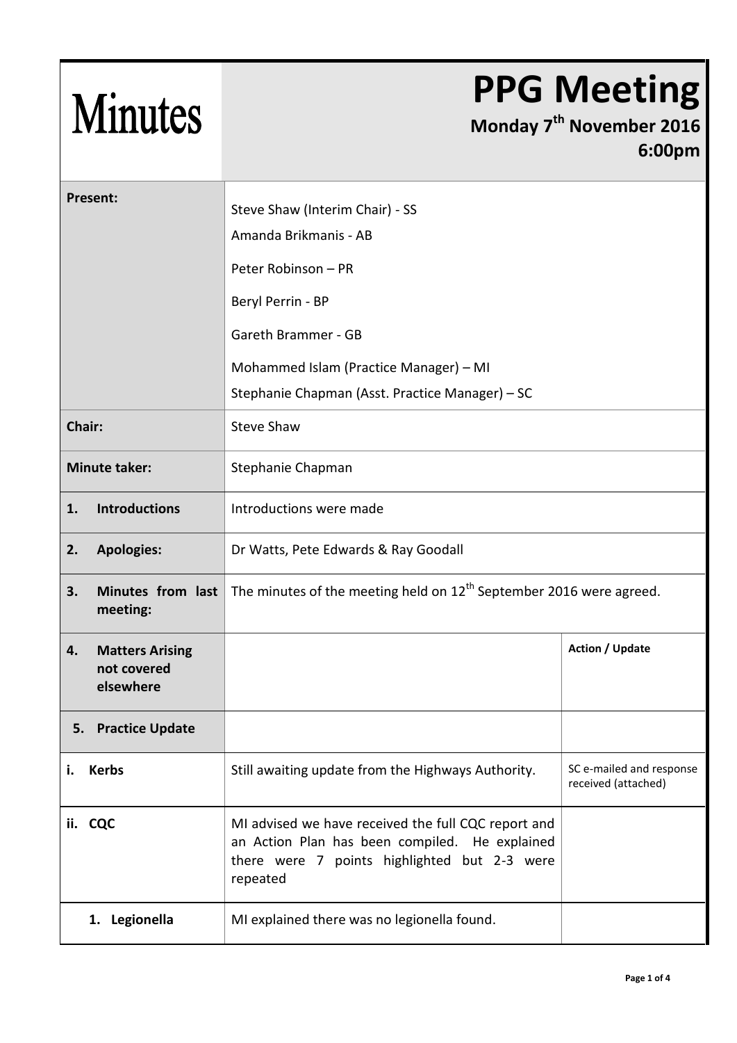# Minutes

# PPG Meeting

**Monday 7th November 2016**
**6:00pm**

| | | |
|---|---|---|
| **Present:** | Steve Shaw (Interim Chair) - SS<br>Amanda Brikmanis - AB<br>Peter Robinson – PR<br>Beryl Perrin - BP<br>Gareth Brammer - GB<br>Mohammed Islam (Practice Manager) – MI<br>Stephanie Chapman (Asst. Practice Manager) – SC | |
| **Chair:** | Steve Shaw | |
| **Minute taker:** | Stephanie Chapman | |
| **1. Introductions** | Introductions were made | |
| **2. Apologies:** | Dr Watts, Pete Edwards & Ray Goodall | |
| **3. Minutes from last meeting:** | The minutes of the meeting held on 12th September 2016 were agreed. | |
| **4. Matters Arising not covered elsewhere** | | **Action / Update** |
| **5. Practice Update** | | |
| **i. Kerbs** | Still awaiting update from the Highways Authority. | SC e-mailed and response received (attached) |
| **ii. CQC** | MI advised we have received the full CQC report and an Action Plan has been compiled. He explained there were 7 points highlighted but 2-3 were repeated | |
| **1. Legionella** | MI explained there was no legionella found. | |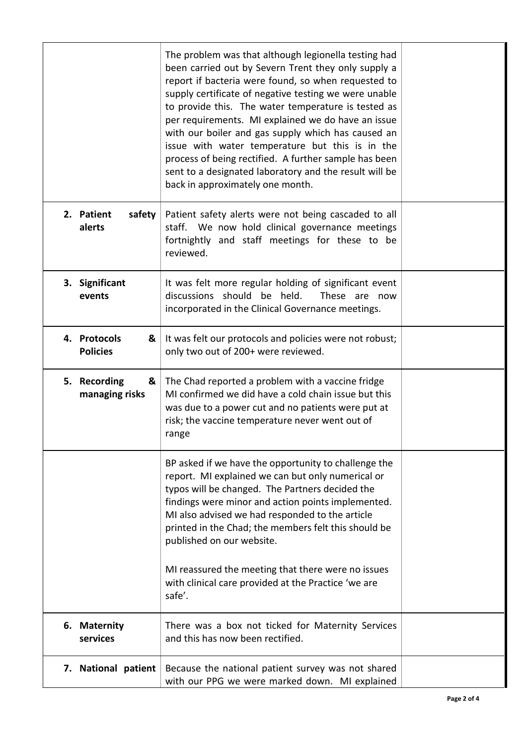| | | |
|---|---|---|
| | The problem was that although legionella testing had been carried out by Severn Trent they only supply a report if bacteria were found, so when requested to supply certificate of negative testing we were unable to provide this. The water temperature is tested as per requirements. MI explained we do have an issue with our boiler and gas supply which has caused an issue with water temperature but this is in the process of being rectified. A further sample has been sent to a designated laboratory and the result will be back in approximately one month. | |
| **2. Patient safety alerts** | Patient safety alerts were not being cascaded to all staff. We now hold clinical governance meetings fortnightly and staff meetings for these to be reviewed. | |
| **3. Significant events** | It was felt more regular holding of significant event discussions should be held. These are now incorporated in the Clinical Governance meetings. | |
| **4. Protocols & Policies** | It was felt our protocols and policies were not robust; only two out of 200+ were reviewed. | |
| **5. Recording & managing risks** | The Chad reported a problem with a vaccine fridge MI confirmed we did have a cold chain issue but this was due to a power cut and no patients were put at risk; the vaccine temperature never went out of range | |
| | BP asked if we have the opportunity to challenge the report. MI explained we can but only numerical or typos will be changed. The Partners decided the findings were minor and action points implemented. MI also advised we had responded to the article printed in the Chad; the members felt this should be published on our website.<br><br>MI reassured the meeting that there were no issues with clinical care provided at the Practice 'we are safe'. | |
| **6. Maternity services** | There was a box not ticked for Maternity Services and this has now been rectified. | |
| **7. National patient** | Because the national patient survey was not shared with our PPG we were marked down. MI explained | |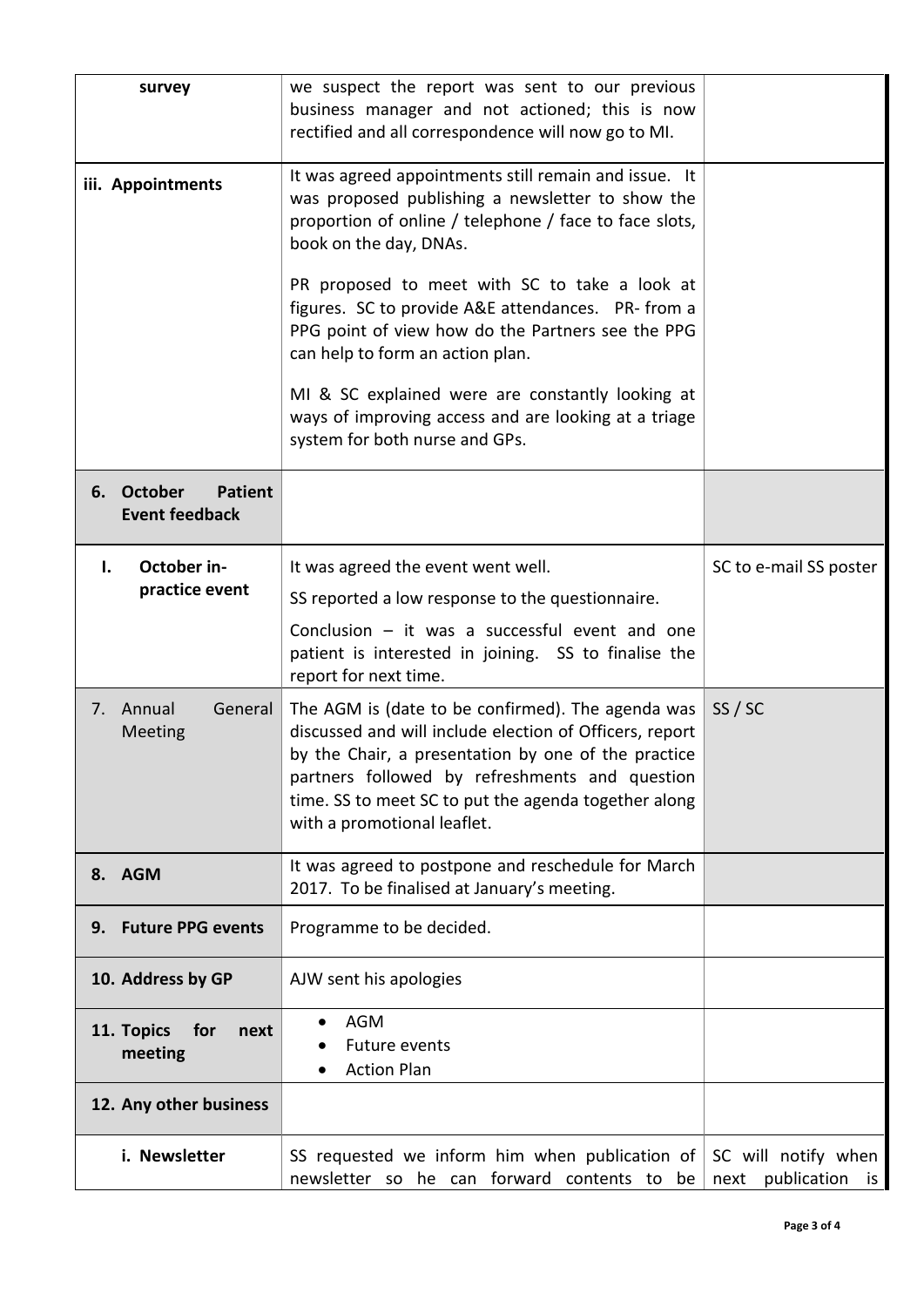| | | |
|---|---|---|
| survey | we suspect the report was sent to our previous business manager and not actioned; this is now rectified and all correspondence will now go to MI. | |
| **iii. Appointments** | It was agreed appointments still remain and issue. It was proposed publishing a newsletter to show the proportion of online / telephone / face to face slots, book on the day, DNAs.<br><br>PR proposed to meet with SC to take a look at figures. SC to provide A&E attendances. PR- from a PPG point of view how do the Partners see the PPG can help to form an action plan.<br><br>MI & SC explained were are constantly looking at ways of improving access and are looking at a triage system for both nurse and GPs. | |
| **6. October Patient Event feedback** | | |
| **I. October in-practice event** | It was agreed the event went well.<br>SS reported a low response to the questionnaire.<br>Conclusion – it was a successful event and one patient is interested in joining. SS to finalise the report for next time. | SC to e-mail SS poster |
| 7. Annual General Meeting | The AGM is (date to be confirmed). The agenda was discussed and will include election of Officers, report by the Chair, a presentation by one of the practice partners followed by refreshments and question time. SS to meet SC to put the agenda together along with a promotional leaflet. | SS / SC |
| **8. AGM** | It was agreed to postpone and reschedule for March 2017. To be finalised at January's meeting. | |
| **9. Future PPG events** | Programme to be decided. | |
| **10. Address by GP** | AJW sent his apologies | |
| **11. Topics for next meeting** | • AGM<br>• Future events<br>• Action Plan | |
| **12. Any other business** | | |
| **i. Newsletter** | SS requested we inform him when publication of newsletter so he can forward contents to be | SC will notify when next publication is |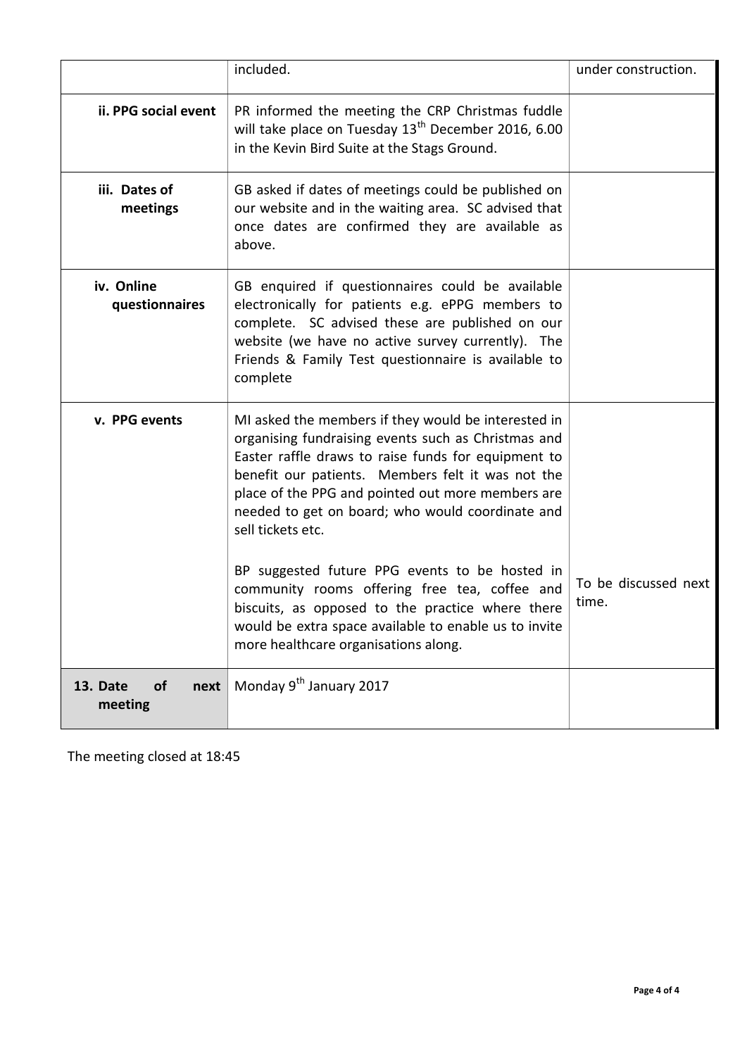| | | |
|---|---|---|
| | included. | under construction. |
| **ii. PPG social event** | PR informed the meeting the CRP Christmas fuddle will take place on Tuesday 13th December 2016, 6.00 in the Kevin Bird Suite at the Stags Ground. | |
| **iii. Dates of meetings** | GB asked if dates of meetings could be published on our website and in the waiting area. SC advised that once dates are confirmed they are available as above. | |
| **iv. Online questionnaires** | GB enquired if questionnaires could be available electronically for patients e.g. ePPG members to complete. SC advised these are published on our website (we have no active survey currently). The Friends & Family Test questionnaire is available to complete | |
| **v. PPG events** | MI asked the members if they would be interested in organising fundraising events such as Christmas and Easter raffle draws to raise funds for equipment to benefit our patients. Members felt it was not the place of the PPG and pointed out more members are needed to get on board; who would coordinate and sell tickets etc.<br><br>BP suggested future PPG events to be hosted in community rooms offering free tea, coffee and biscuits, as opposed to the practice where there would be extra space available to enable us to invite more healthcare organisations along. | To be discussed next time. |
| **13. Date of next meeting** | Monday 9th January 2017 | |

The meeting closed at 18:45